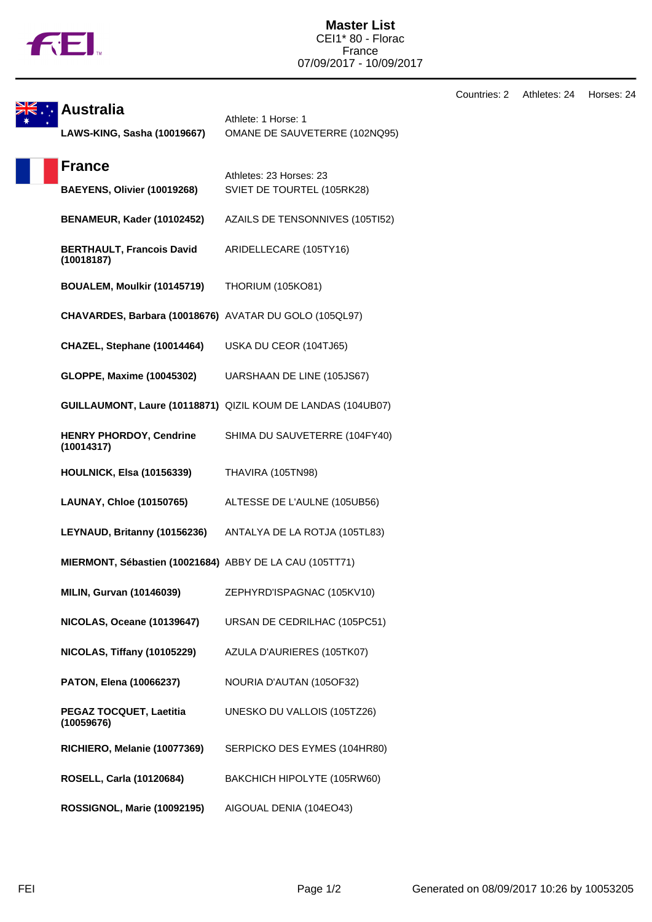# Master List

CEI1* 80 - Florac
France
07/09/2017 - 10/09/2017

Countries: 2 Athletes: 24 Horses: 24

## Australia

Athlete: 1 Horse: 1

| Athlete | Horse |
|---|---|
| **LAWS-KING, Sasha (10019667)** | OMANE DE SAUVETERRE (102NQ95) |

## France

Athletes: 23 Horses: 23

| Athlete | Horse |
|---|---|
| **BAEYENS, Olivier (10019268)** | SVIET DE TOURTEL (105RK28) |
| **BENAMEUR, Kader (10102452)** | AZAILS DE TENSONNIVES (105TI52) |
| **BERTHAULT, Francois David (10018187)** | ARIDELLECARE (105TY16) |
| **BOUALEM, Moulkir (10145719)** | THORIUM (105KO81) |
| **CHAVARDES, Barbara (10018676)** | AVATAR DU GOLO (105QL97) |
| **CHAZEL, Stephane (10014464)** | USKA DU CEOR (104TJ65) |
| **GLOPPE, Maxime (10045302)** | UARSHAAN DE LINE (105JS67) |
| **GUILLAUMONT, Laure (10118871)** | QIZIL KOUM DE LANDAS (104UB07) |
| **HENRY PHORDOY, Cendrine (10014317)** | SHIMA DU SAUVETERRE (104FY40) |
| **HOULNICK, Elsa (10156339)** | THAVIRA (105TN98) |
| **LAUNAY, Chloe (10150765)** | ALTESSE DE L'AULNE (105UB56) |
| **LEYNAUD, Britanny (10156236)** | ANTALYA DE LA ROTJA (105TL83) |
| **MIERMONT, Sébastien (10021684)** | ABBY DE LA CAU (105TT71) |
| **MILIN, Gurvan (10146039)** | ZEPHYRD'ISPAGNAC (105KV10) |
| **NICOLAS, Oceane (10139647)** | URSAN DE CEDRILHAC (105PC51) |
| **NICOLAS, Tiffany (10105229)** | AZULA D'AURIERES (105TK07) |
| **PATON, Elena (10066237)** | NOURIA D'AUTAN (105OF32) |
| **PEGAZ TOCQUET, Laetitia (10059676)** | UNESKO DU VALLOIS (105TZ26) |
| **RICHIERO, Melanie (10077369)** | SERPICKO DES EYMES (104HR80) |
| **ROSELL, Carla (10120684)** | BAKCHICH HIPOLYTE (105RW60) |
| **ROSSIGNOL, Marie (10092195)** | AIGOUAL DENIA (104EO43) |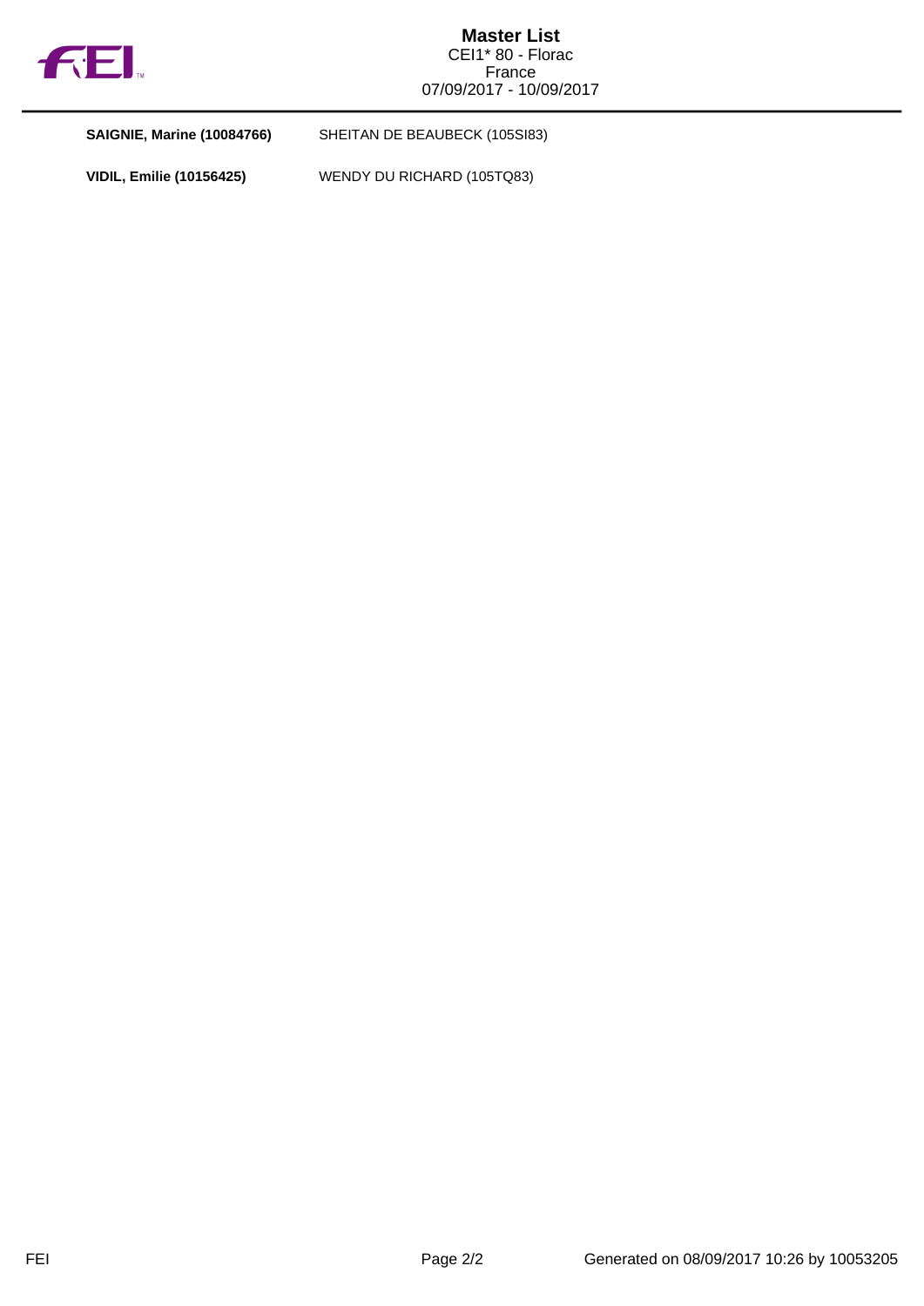| | |
|---|---|
| **SAIGNIE, Marine (10084766)** | SHEITAN DE BEAUBECK (105SI83) |
| **VIDIL, Emilie (10156425)** | WENDY DU RICHARD (105TQ83) |